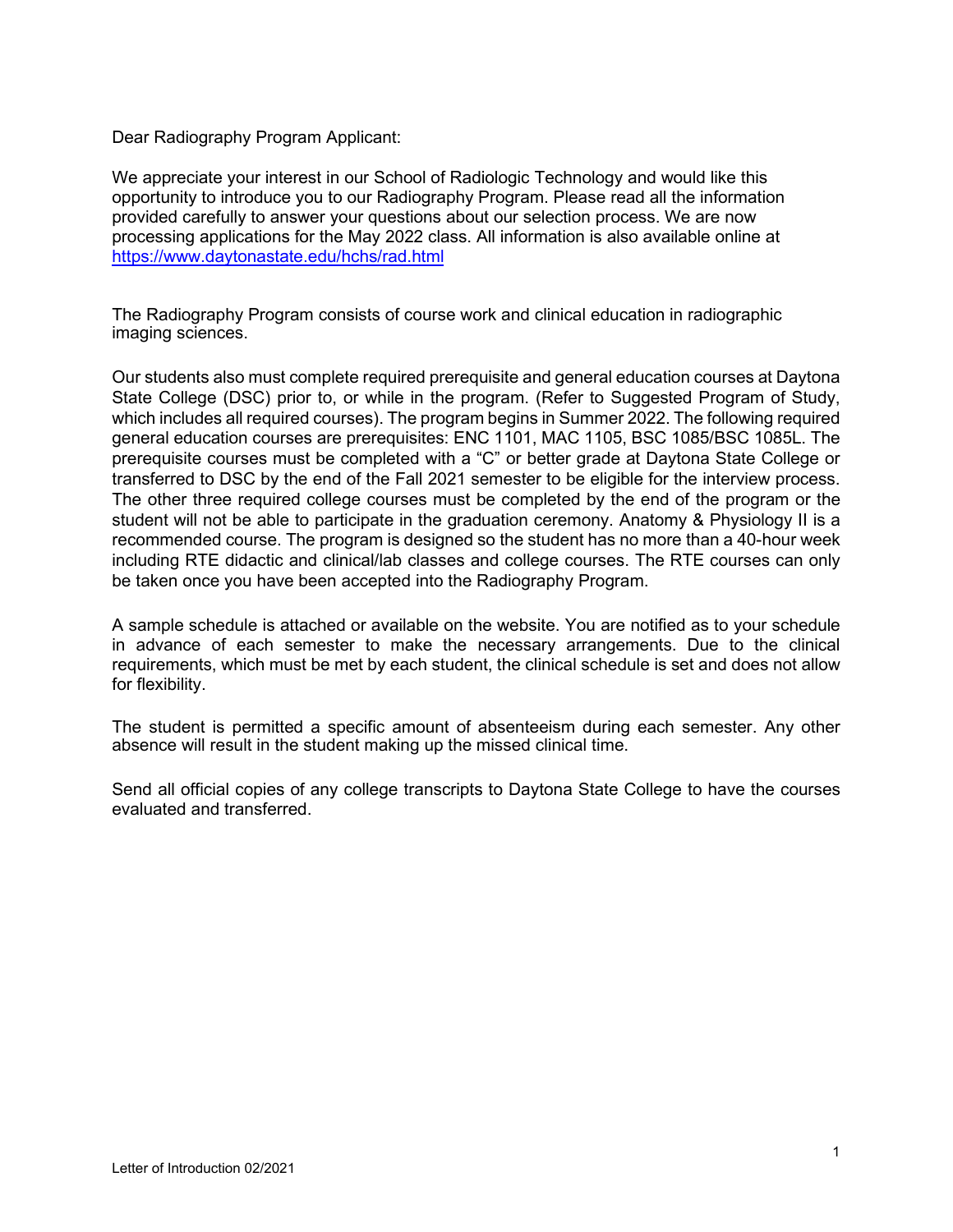Dear Radiography Program Applicant:

We appreciate your interest in our School of Radiologic Technology and would like this opportunity to introduce you to our Radiography Program. Please read all the information provided carefully to answer your questions about our selection process. We are now processing applications for the May 2022 class. All information is also available online at https://www.daytonastate.edu/hchs/rad.html

The Radiography Program consists of course work and clinical education in radiographic imaging sciences.

Our students also must complete required prerequisite and general education courses at Daytona State College (DSC) prior to, or while in the program. (Refer to Suggested Program of Study, which includes all required courses). The program begins in Summer 2022. The following required general education courses are prerequisites: ENC 1101, MAC 1105, BSC 1085/BSC 1085L. The prerequisite courses must be completed with a "C" or better grade at Daytona State College or transferred to DSC by the end of the Fall 2021 semester to be eligible for the interview process. The other three required college courses must be completed by the end of the program or the student will not be able to participate in the graduation ceremony. Anatomy & Physiology II is a recommended course. The program is designed so the student has no more than a 40-hour week including RTE didactic and clinical/lab classes and college courses. The RTE courses can only be taken once you have been accepted into the Radiography Program.

A sample schedule is attached or available on the website. You are notified as to your schedule in advance of each semester to make the necessary arrangements. Due to the clinical requirements, which must be met by each student, the clinical schedule is set and does not allow for flexibility.

The student is permitted a specific amount of absenteeism during each semester. Any other absence will result in the student making up the missed clinical time.

Send all official copies of any college transcripts to Daytona State College to have the courses evaluated and transferred.

Letter of Introduction 02/2021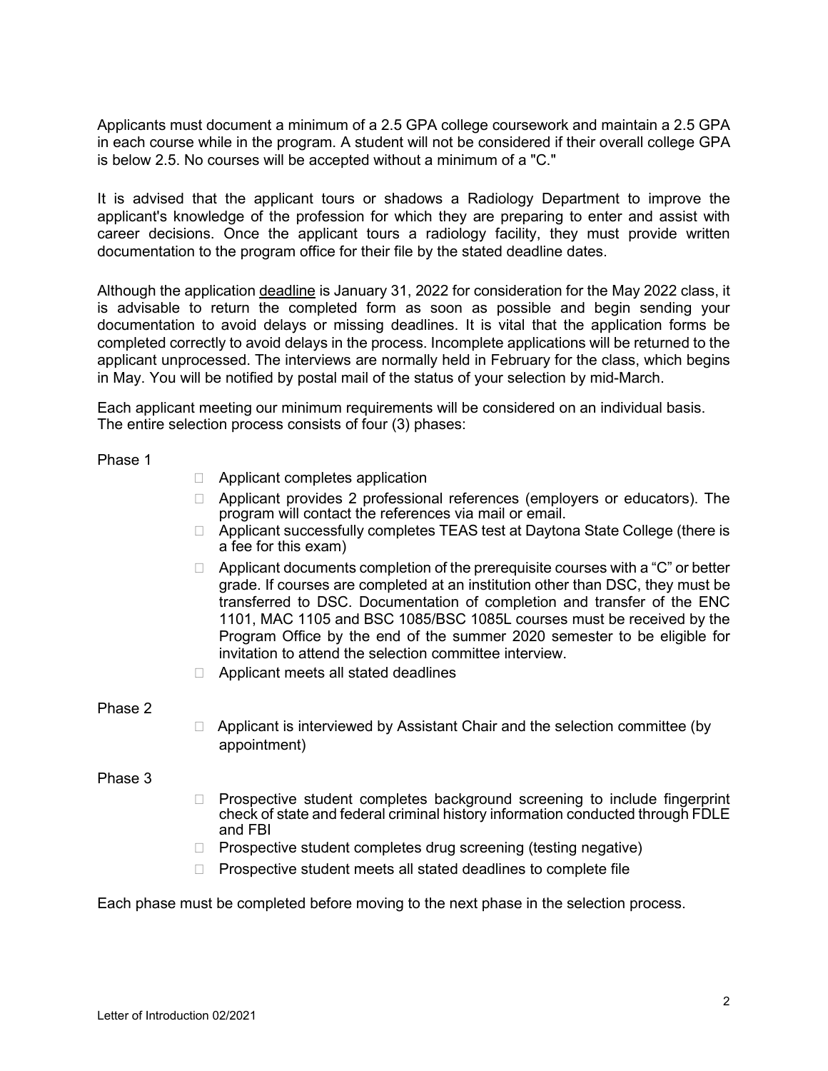Applicants must document a minimum of a 2.5 GPA college coursework and maintain a 2.5 GPA in each course while in the program. A student will not be considered if their overall college GPA is below 2.5. No courses will be accepted without a minimum of a "C."

It is advised that the applicant tours or shadows a Radiology Department to improve the applicant's knowledge of the profession for which they are preparing to enter and assist with career decisions. Once the applicant tours a radiology facility, they must provide written documentation to the program office for their file by the stated deadline dates.

Although the application deadline is January 31, 2022 for consideration for the May 2022 class, it is advisable to return the completed form as soon as possible and begin sending your documentation to avoid delays or missing deadlines. It is vital that the application forms be completed correctly to avoid delays in the process. Incomplete applications will be returned to the applicant unprocessed. The interviews are normally held in February for the class, which begins in May. You will be notified by postal mail of the status of your selection by mid-March.

Each applicant meeting our minimum requirements will be considered on an individual basis. The entire selection process consists of four (3) phases:

Phase 1

- Applicant completes application
- Applicant provides 2 professional references (employers or educators). The program will contact the references via mail or email.
- Applicant successfully completes TEAS test at Daytona State College (there is a fee for this exam)
- Applicant documents completion of the prerequisite courses with a "C" or better grade. If courses are completed at an institution other than DSC, they must be transferred to DSC. Documentation of completion and transfer of the ENC 1101, MAC 1105 and BSC 1085/BSC 1085L courses must be received by the Program Office by the end of the summer 2020 semester to be eligible for invitation to attend the selection committee interview.
- Applicant meets all stated deadlines

Phase 2

- Applicant is interviewed by Assistant Chair and the selection committee (by appointment)

Phase 3

- Prospective student completes background screening to include fingerprint check of state and federal criminal history information conducted through FDLE and FBI
- Prospective student completes drug screening (testing negative)
- Prospective student meets all stated deadlines to complete file

Each phase must be completed before moving to the next phase in the selection process.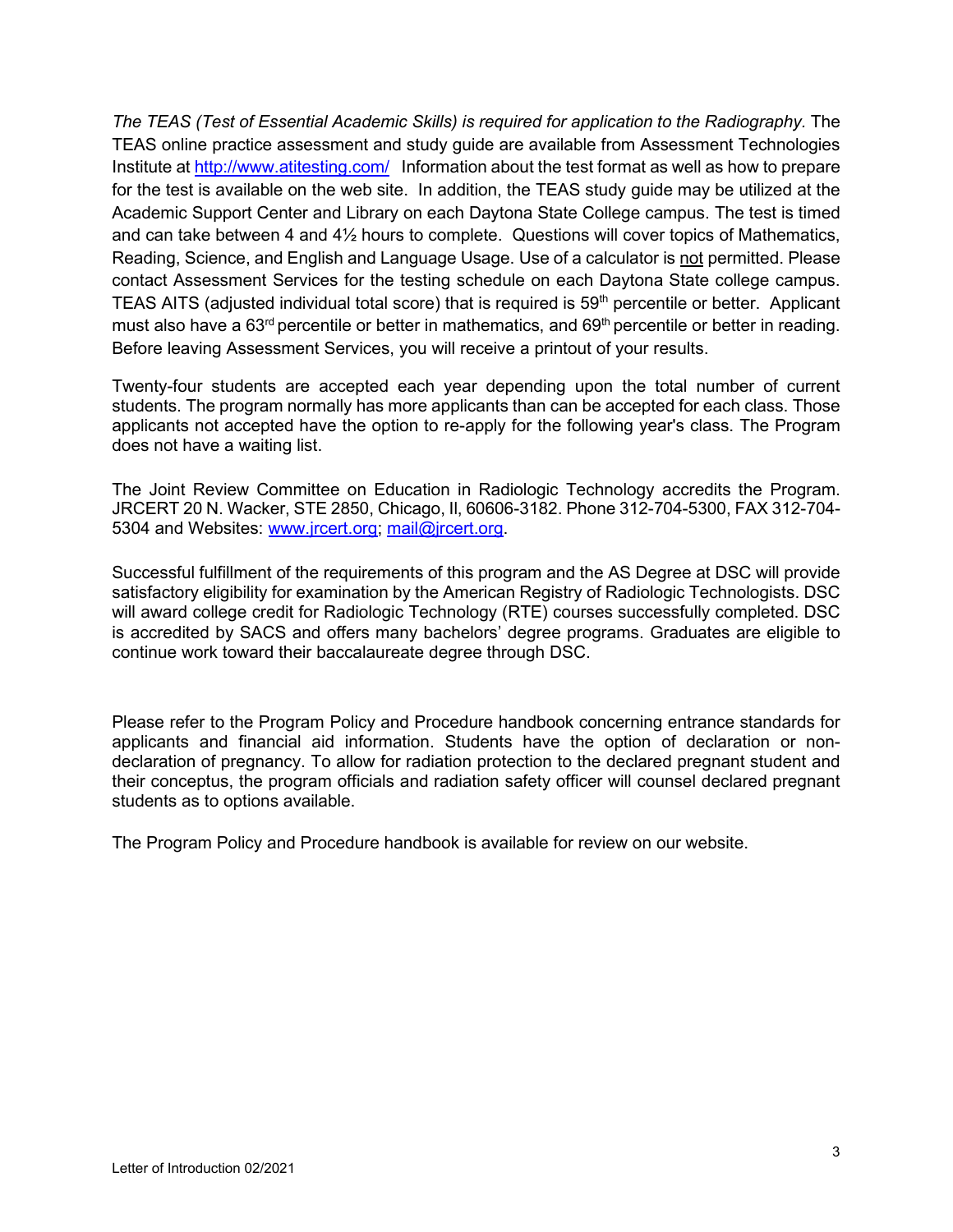*The TEAS (Test of Essential Academic Skills) is required for application to the Radiography*. The TEAS online practice assessment and study guide are available from Assessment Technologies Institute at http://www.atitesting.com/ Information about the test format as well as how to prepare for the test is available on the web site. In addition, the TEAS study guide may be utilized at the Academic Support Center and Library on each Daytona State College campus. The test is timed and can take between 4 and 4½ hours to complete. Questions will cover topics of Mathematics, Reading, Science, and English and Language Usage. Use of a calculator is not permitted. Please contact Assessment Services for the testing schedule on each Daytona State college campus. TEAS AITS (adjusted individual total score) that is required is 59th percentile or better. Applicant must also have a 63rd percentile or better in mathematics, and 69th percentile or better in reading. Before leaving Assessment Services, you will receive a printout of your results.

Twenty-four students are accepted each year depending upon the total number of current students. The program normally has more applicants than can be accepted for each class. Those applicants not accepted have the option to re-apply for the following year's class. The Program does not have a waiting list.

The Joint Review Committee on Education in Radiologic Technology accredits the Program. JRCERT 20 N. Wacker, STE 2850, Chicago, Il, 60606-3182. Phone 312-704-5300, FAX 312-704-5304 and Websites: www.jrcert.org; mail@jrcert.org.

Successful fulfillment of the requirements of this program and the AS Degree at DSC will provide satisfactory eligibility for examination by the American Registry of Radiologic Technologists. DSC will award college credit for Radiologic Technology (RTE) courses successfully completed. DSC is accredited by SACS and offers many bachelors' degree programs. Graduates are eligible to continue work toward their baccalaureate degree through DSC.

Please refer to the Program Policy and Procedure handbook concerning entrance standards for applicants and financial aid information. Students have the option of declaration or non-declaration of pregnancy. To allow for radiation protection to the declared pregnant student and their conceptus, the program officials and radiation safety officer will counsel declared pregnant students as to options available.

The Program Policy and Procedure handbook is available for review on our website.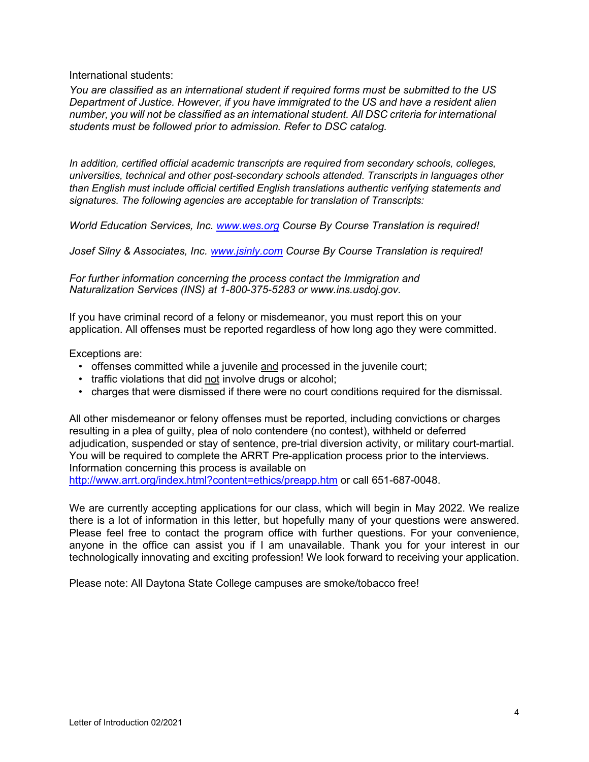International students:

*You are classified as an international student if required forms must be submitted to the US Department of Justice. However, if you have immigrated to the US and have a resident alien number, you will not be classified as an international student. All DSC criteria for international students must be followed prior to admission. Refer to DSC catalog.*

*In addition, certified official academic transcripts are required from secondary schools, colleges, universities, technical and other post-secondary schools attended. Transcripts in languages other than English must include official certified English translations authentic verifying statements and signatures. The following agencies are acceptable for translation of Transcripts:*

*World Education Services, Inc. [www.wes.org](http://www.wes.org) Course By Course Translation is required!*

*Josef Silny & Associates, Inc. [www.jsinly.com](http://www.jsinly.com) Course By Course Translation is required!*

*For further information concerning the process contact the Immigration and Naturalization Services (INS) at 1-800-375-5283 or www.ins.usdoj.gov.*

If you have criminal record of a felony or misdemeanor, you must report this on your application. All offenses must be reported regardless of how long ago they were committed.

Exceptions are:

- offenses committed while a juvenile and processed in the juvenile court;
- traffic violations that did not involve drugs or alcohol;
- charges that were dismissed if there were no court conditions required for the dismissal.

All other misdemeanor or felony offenses must be reported, including convictions or charges resulting in a plea of guilty, plea of nolo contendere (no contest), withheld or deferred adjudication, suspended or stay of sentence, pre-trial diversion activity, or military court-martial. You will be required to complete the ARRT Pre-application process prior to the interviews. Information concerning this process is available on [http://www.arrt.org/index.html?content=ethics/preapp.htm](http://www.arrt.org/index.html?content=ethics/preapp.htm) or call 651-687-0048.

We are currently accepting applications for our class, which will begin in May 2022. We realize there is a lot of information in this letter, but hopefully many of your questions were answered. Please feel free to contact the program office with further questions. For your convenience, anyone in the office can assist you if I am unavailable. Thank you for your interest in our technologically innovating and exciting profession! We look forward to receiving your application.

Please note: All Daytona State College campuses are smoke/tobacco free!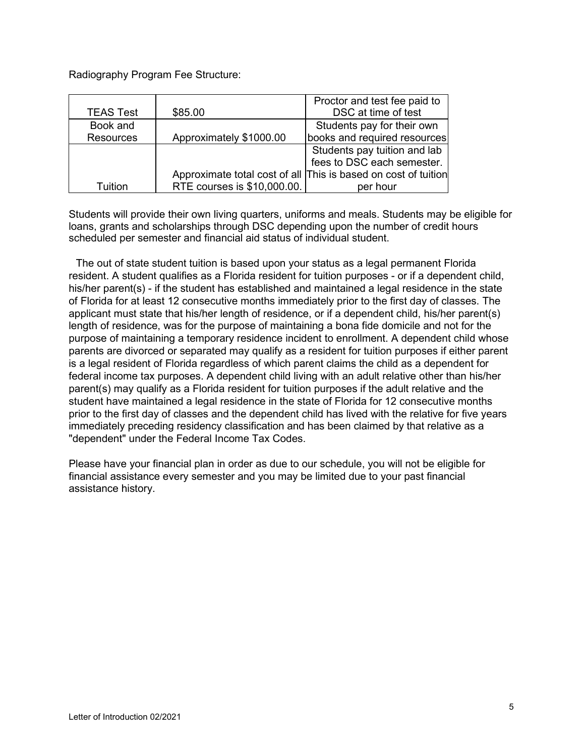Radiography Program Fee Structure:

| | | |
|---|---|---|
| TEAS Test | $85.00 | Proctor and test fee paid to DSC at time of test |
| Book and Resources | Approximately $1000.00 | Students pay for their own books and required resources |
| Tuition | Approximate total cost of all RTE courses is $10,000.00. | Students pay tuition and lab fees to DSC each semester. This is based on cost of tuition per hour |

Students will provide their own living quarters, uniforms and meals. Students may be eligible for loans, grants and scholarships through DSC depending upon the number of credit hours scheduled per semester and financial aid status of individual student.

The out of state student tuition is based upon your status as a legal permanent Florida resident. A student qualifies as a Florida resident for tuition purposes - or if a dependent child, his/her parent(s) - if the student has established and maintained a legal residence in the state of Florida for at least 12 consecutive months immediately prior to the first day of classes. The applicant must state that his/her length of residence, or if a dependent child, his/her parent(s) length of residence, was for the purpose of maintaining a bona fide domicile and not for the purpose of maintaining a temporary residence incident to enrollment. A dependent child whose parents are divorced or separated may qualify as a resident for tuition purposes if either parent is a legal resident of Florida regardless of which parent claims the child as a dependent for federal income tax purposes. A dependent child living with an adult relative other than his/her parent(s) may qualify as a Florida resident for tuition purposes if the adult relative and the student have maintained a legal residence in the state of Florida for 12 consecutive months prior to the first day of classes and the dependent child has lived with the relative for five years immediately preceding residency classification and has been claimed by that relative as a "dependent" under the Federal Income Tax Codes.

Please have your financial plan in order as due to our schedule, you will not be eligible for financial assistance every semester and you may be limited due to your past financial assistance history.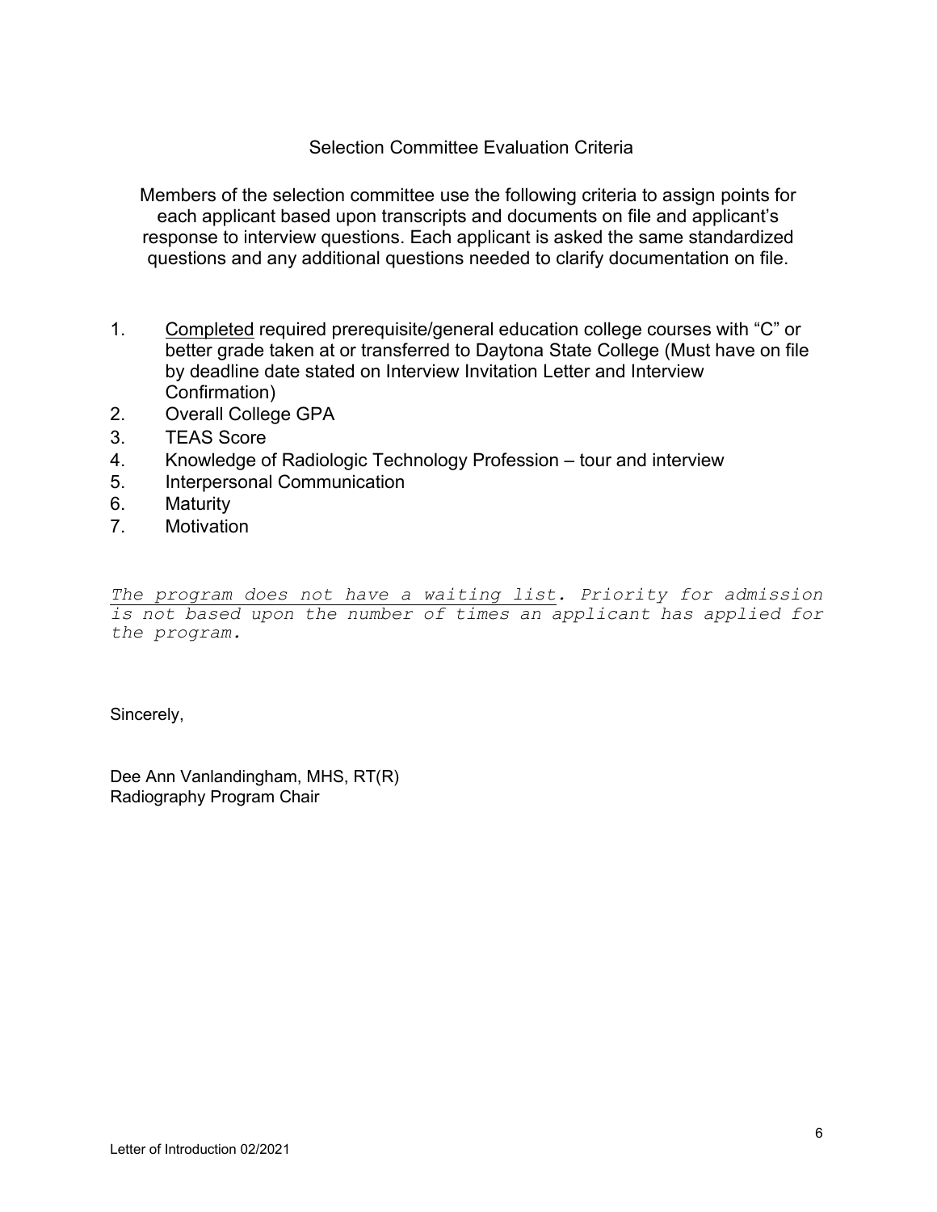## Selection Committee Evaluation Criteria

Members of the selection committee use the following criteria to assign points for each applicant based upon transcripts and documents on file and applicant's response to interview questions. Each applicant is asked the same standardized questions and any additional questions needed to clarify documentation on file.

1. <u>Completed</u> required prerequisite/general education college courses with "C" or better grade taken at or transferred to Daytona State College (Must have on file by deadline date stated on Interview Invitation Letter and Interview Confirmation)
2. Overall College GPA
3. TEAS Score
4. Knowledge of Radiologic Technology Profession – tour and interview
5. Interpersonal Communication
6. Maturity
7. Motivation

*<u>The program does not have a waiting list</u>. Priority for admission is not based upon the number of times an applicant has applied for the program.*

Sincerely,

Dee Ann Vanlandingham, MHS, RT(R)
Radiography Program Chair

Letter of Introduction 02/2021